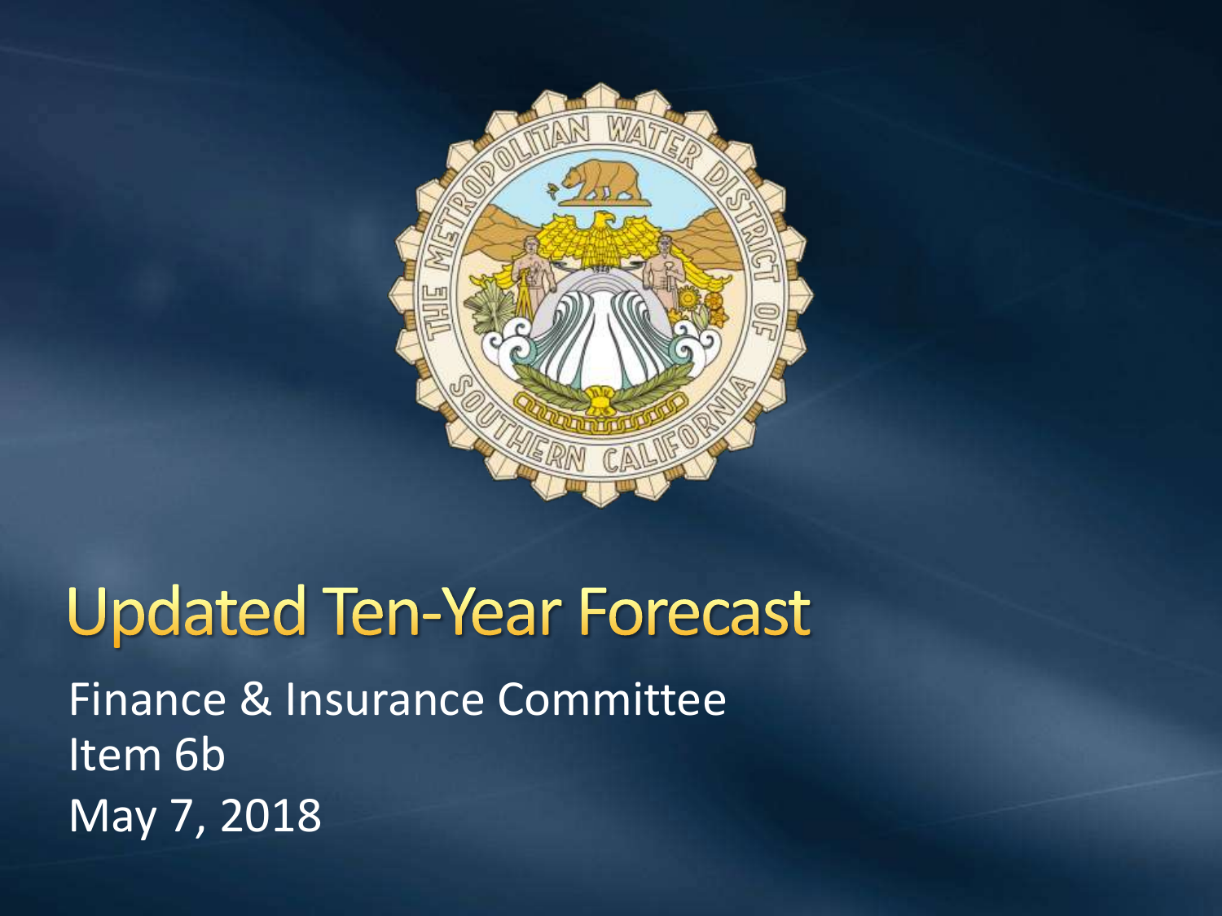# Updated Ten-Year Forecast

Finance & Insurance Committee

Item 6b

May 7, 2018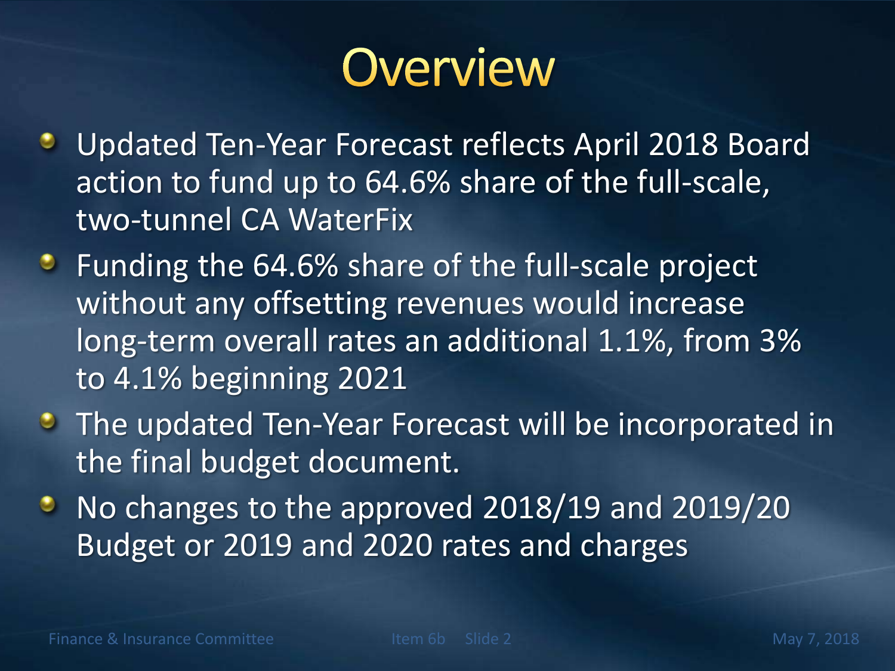# Overview

- Updated Ten-Year Forecast reflects April 2018 Board action to fund up to 64.6% share of the full-scale, two-tunnel CA WaterFix
- Funding the 64.6% share of the full-scale project without any offsetting revenues would increase long-term overall rates an additional 1.1%, from 3% to 4.1% beginning 2021
- The updated Ten-Year Forecast will be incorporated in the final budget document.
- No changes to the approved 2018/19 and 2019/20 Budget or 2019 and 2020 rates and charges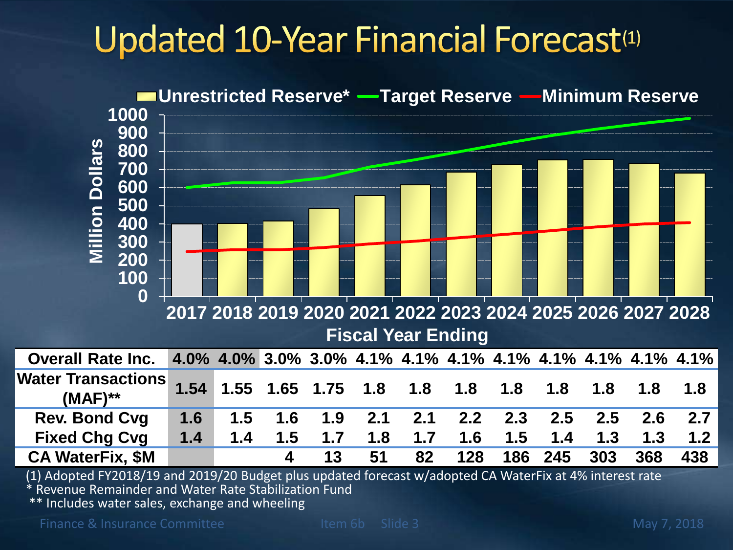# Updated 10-Year Financial Forecast(1)

Unrestricted Reserve* Target Reserve Minimum Reserve

Million Dollars

1000
900
800
700
600
500
400
300
200
100
0

2017 2018 2019 2020 2021 2022 2023 2024 2025 2026 2027 2028

Fiscal Year Ending

| | 2017 | 2018 | 2019 | 2020 | 2021 | 2022 | 2023 | 2024 | 2025 | 2026 | 2027 | 2028 |
|---|---|---|---|---|---|---|---|---|---|---|---|---|
| Overall Rate Inc. | 4.0% | 4.0% | 3.0% | 3.0% | 4.1% | 4.1% | 4.1% | 4.1% | 4.1% | 4.1% | 4.1% | 4.1% |
| Water Transactions (MAF)** | 1.54 | 1.55 | 1.65 | 1.75 | 1.8 | 1.8 | 1.8 | 1.8 | 1.8 | 1.8 | 1.8 | 1.8 |
| Rev. Bond Cvg | 1.6 | 1.5 | 1.6 | 1.9 | 2.1 | 2.1 | 2.2 | 2.3 | 2.5 | 2.5 | 2.6 | 2.7 |
| Fixed Chg Cvg | 1.4 | 1.4 | 1.5 | 1.7 | 1.8 | 1.7 | 1.6 | 1.5 | 1.4 | 1.3 | 1.3 | 1.2 |
| CA WaterFix, $M | | | 4 | 13 | 51 | 82 | 128 | 186 | 245 | 303 | 368 | 438 |

(1) Adopted FY2018/19 and 2019/20 Budget plus updated forecast w/adopted CA WaterFix at 4% interest rate
* Revenue Remainder and Water Rate Stabilization Fund
** Includes water sales, exchange and wheeling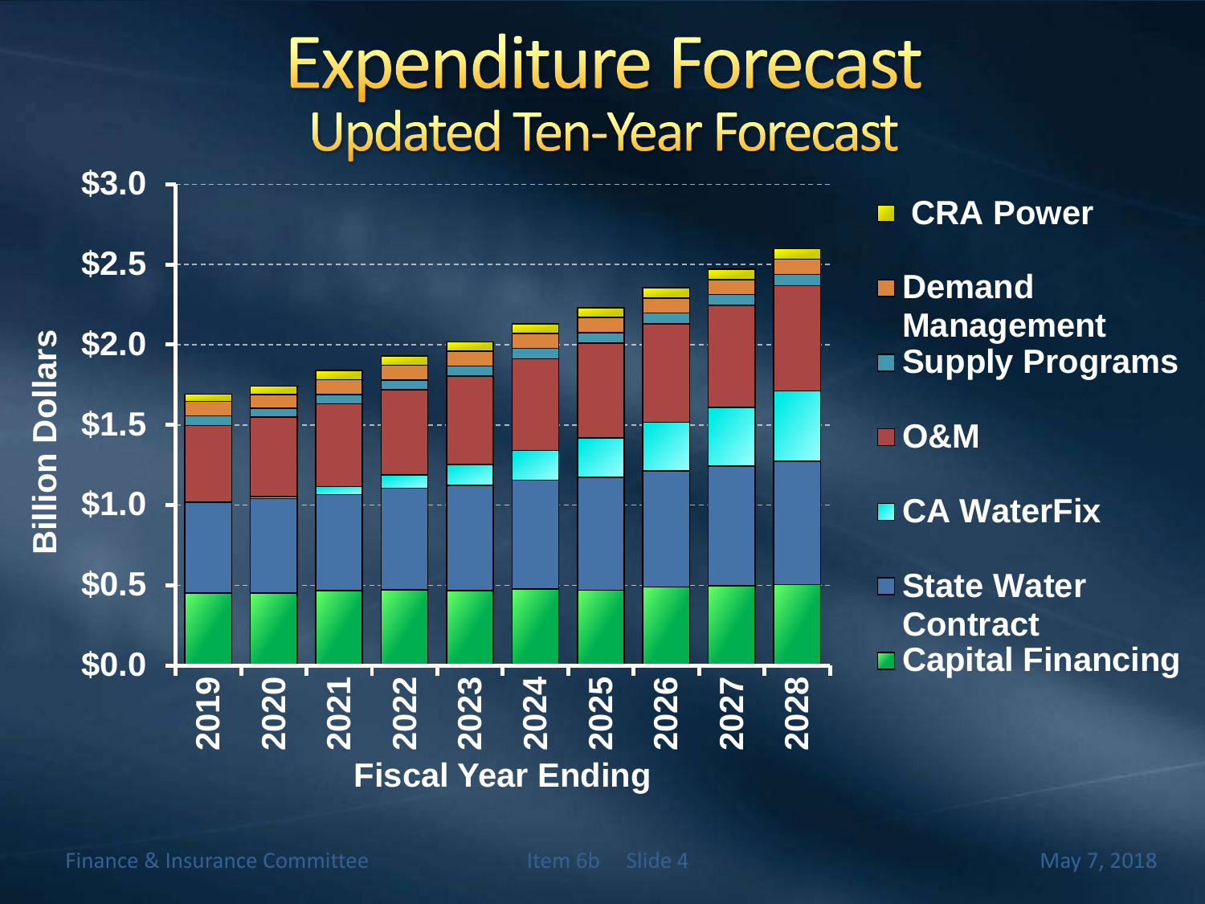# Expenditure Forecast

## Updated Ten-Year Forecast

Billion Dollars

$3.0

$2.5

$2.0

$1.5

$1.0

$0.5

$0.0

2019 2020 2021 2022 2023 2024 2025 2026 2027 2028

Fiscal Year Ending

- CRA Power
- Demand Management
- Supply Programs
- O&M
- CA WaterFix
- State Water Contract
- Capital Financing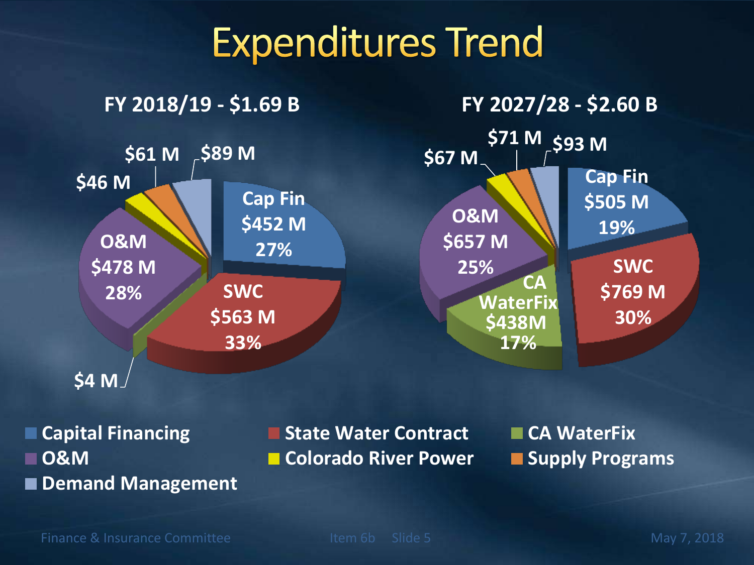# Expenditures Trend

**FY 2018/19 - $1.69 B**

Cap Fin
$452 M
27%

SWC
$563 M
33%

O&M
$478 M
28%

$46 M
$61 M
$89 M
$4 M

**FY 2027/28 - $2.60 B**

Cap Fin
$505 M
19%

SWC
$769 M
30%

CA
WaterFix
$438M
17%

O&M
$657 M
25%

$67 M
$71 M
$93 M

Capital Financing
State Water Contract
CA WaterFix
O&M
Colorado River Power
Supply Programs
Demand Management

Finance & Insurance Committee    Item 6b    May 7, 2018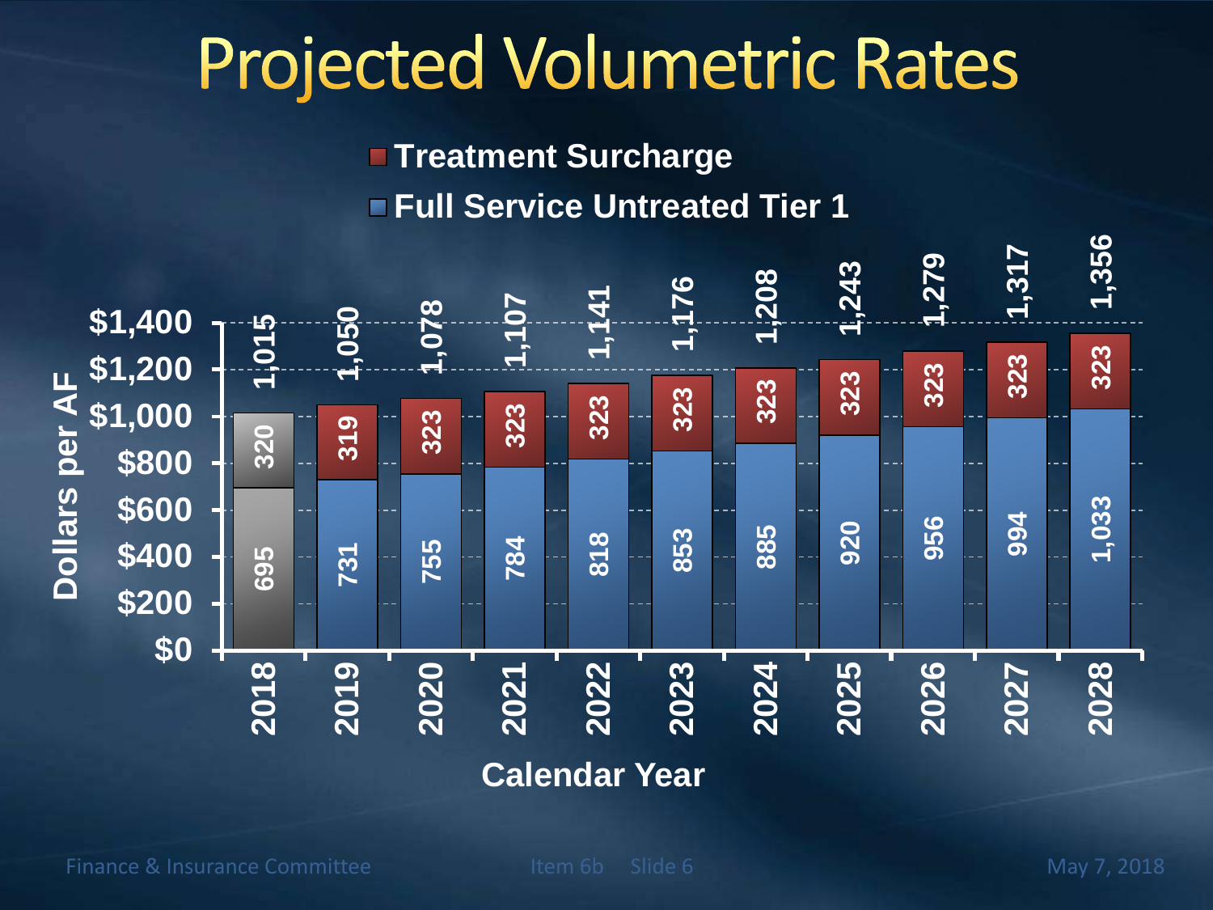# Projected Volumetric Rates

Treatment Surcharge

Full Service Untreated Tier 1

Dollars per AF

$1,400
$1,200
$1,000
$800
$600
$400
$200
$0

Calendar Year

2018: 695, 320, 1,015

2019: 731, 319, 1,050

2020: 755, 323, 1,078

2021: 784, 323, 1,107

2022: 818, 323, 1,141

2023: 853, 323, 1,176

2024: 885, 323, 1,208

2025: 920, 323, 1,243

2026: 956, 323, 1,279

2027: 994, 323, 1,317

2028: 1,033, 323, 1,356

Finance & Insurance Committee    Item 6b    Slide 6    May 7, 2018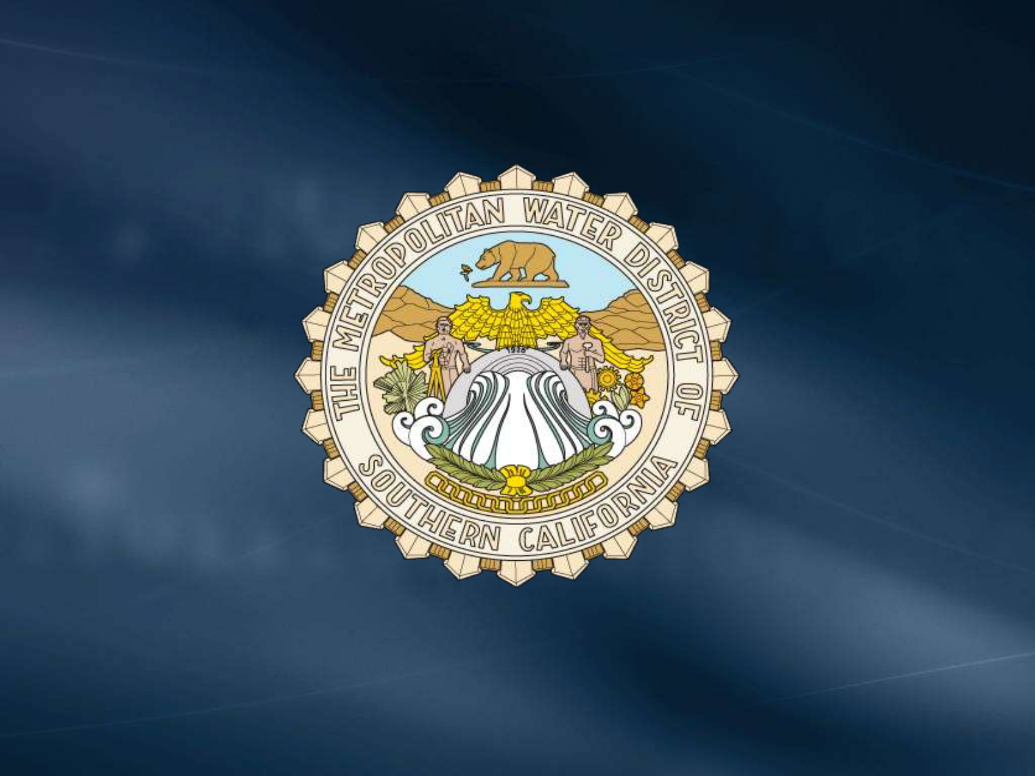THE METROPOLITAN WATER DISTRICT OF SOUTHERN CALIFORNIA